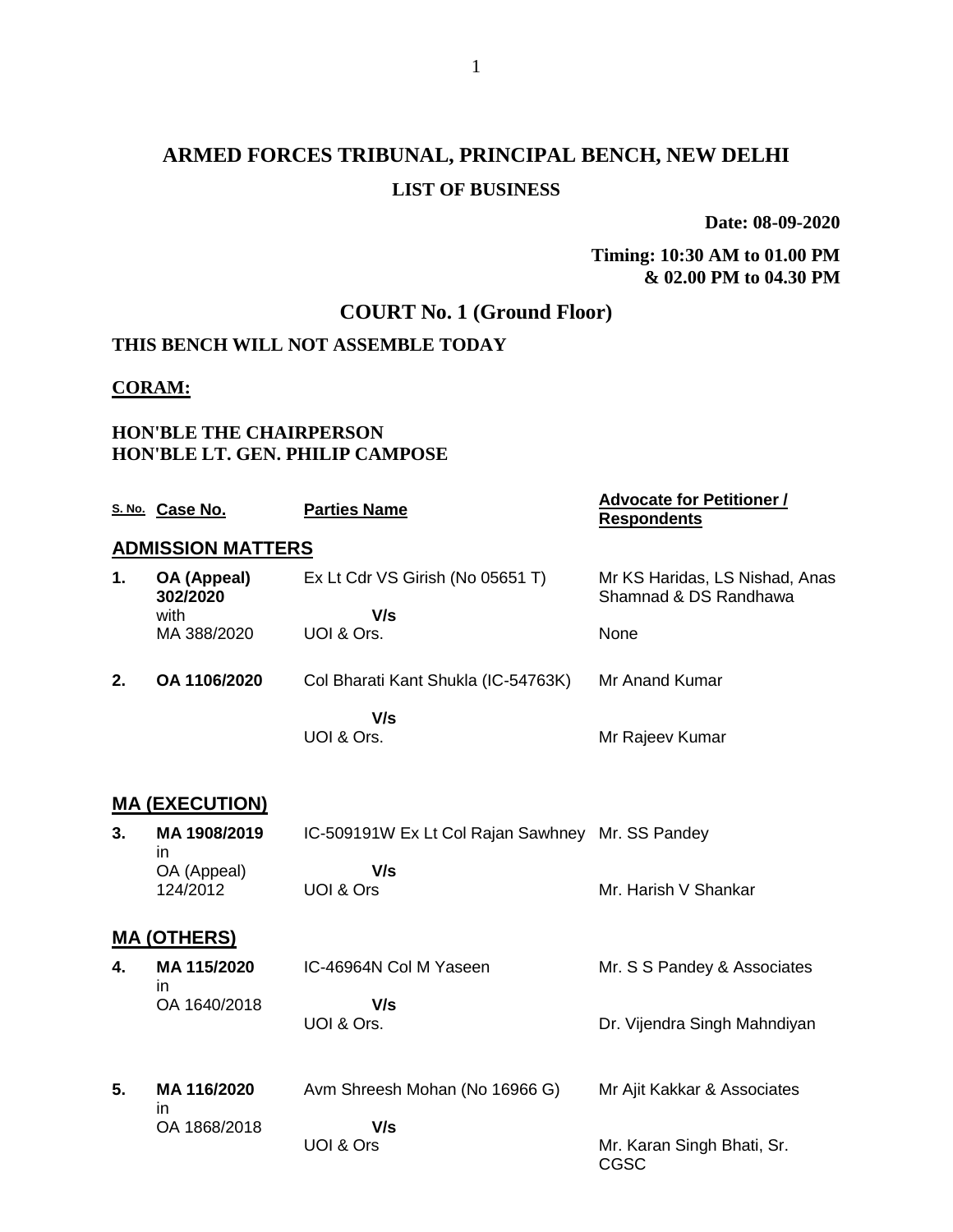# ARMED FORCES TRIBUNAL, PRINCIPAL BENCH, NEW DELHI

## LIST OF BUSINESS

**Date: 08-09-2020**

**Timing: 10:30 AM to 01.00 PM & 02.00 PM to 04.30 PM**

## COURT No. 1 (Ground Floor)

**THIS BENCH WILL NOT ASSEMBLE TODAY**

**CORAM:**

**HON'BLE THE CHAIRPERSON**
**HON'BLE LT. GEN. PHILIP CAMPOSE**

| S. No. | Case No. | Parties Name | Advocate for Petitioner / Respondents |
|---|---|---|---|
| **ADMISSION MATTERS** | | | |
| **1.** | **OA (Appeal) 302/2020** with MA 388/2020 | Ex Lt Cdr VS Girish (No 05651 T) **V/s** UOI & Ors. | Mr KS Haridas, LS Nishad, Anas Shamnad & DS Randhawa<br>None |
| **2.** | **OA 1106/2020** | Col Bharati Kant Shukla (IC-54763K) **V/s** UOI & Ors. | Mr Anand Kumar<br>Mr Rajeev Kumar |
| **MA (EXECUTION)** | | | |
| **3.** | **MA 1908/2019** in OA (Appeal) 124/2012 | IC-509191W Ex Lt Col Rajan Sawhney **V/s** UOI & Ors | Mr. SS Pandey<br>Mr. Harish V Shankar |
| **MA (OTHERS)** | | | |
| **4.** | **MA 115/2020** in OA 1640/2018 | IC-46964N Col M Yaseen **V/s** UOI & Ors. | Mr. S S Pandey & Associates<br>Dr. Vijendra Singh Mahndiyan |
| **5.** | **MA 116/2020** in OA 1868/2018 | Avm Shreesh Mohan (No 16966 G) **V/s** UOI & Ors | Mr Ajit Kakkar & Associates<br>Mr. Karan Singh Bhati, Sr. CGSC |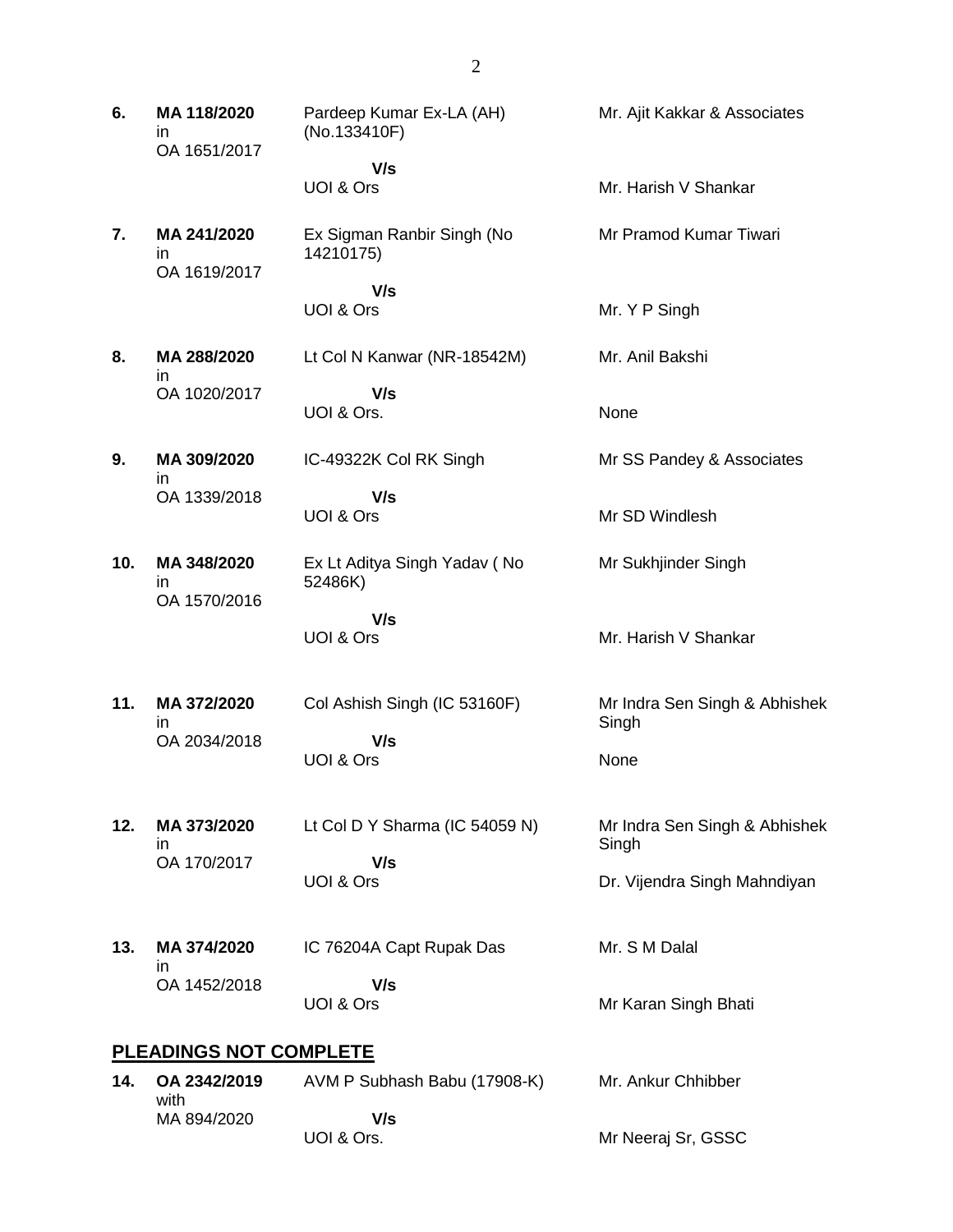| | | | |
|---|---|---|---|
| **6.** | **MA 118/2020** in OA 1651/2017 | Pardeep Kumar Ex-LA (AH) (No.133410F) **V/s** UOI & Ors | Mr. Ajit Kakkar & Associates<br><br>Mr. Harish V Shankar |
| **7.** | **MA 241/2020** in OA 1619/2017 | Ex Sigman Ranbir Singh (No 14210175) **V/s** UOI & Ors | Mr Pramod Kumar Tiwari<br><br>Mr. Y P Singh |
| **8.** | **MA 288/2020** in OA 1020/2017 | Lt Col N Kanwar (NR-18542M) **V/s** UOI & Ors. | Mr. Anil Bakshi<br><br>None |
| **9.** | **MA 309/2020** in OA 1339/2018 | IC-49322K Col RK Singh **V/s** UOI & Ors | Mr SS Pandey & Associates<br><br>Mr SD Windlesh |
| **10.** | **MA 348/2020** in OA 1570/2016 | Ex Lt Aditya Singh Yadav ( No 52486K) **V/s** UOI & Ors | Mr Sukhjinder Singh<br><br>Mr. Harish V Shankar |
| **11.** | **MA 372/2020** in OA 2034/2018 | Col Ashish Singh (IC 53160F) **V/s** UOI & Ors | Mr Indra Sen Singh & Abhishek Singh<br><br>None |
| **12.** | **MA 373/2020** in OA 170/2017 | Lt Col D Y Sharma (IC 54059 N) **V/s** UOI & Ors | Mr Indra Sen Singh & Abhishek Singh<br><br>Dr. Vijendra Singh Mahndiyan |
| **13.** | **MA 374/2020** in OA 1452/2018 | IC 76204A Capt Rupak Das **V/s** UOI & Ors | Mr. S M Dalal<br><br>Mr Karan Singh Bhati |

## **PLEADINGS NOT COMPLETE**

| | | | |
|---|---|---|---|
| **14.** | **OA 2342/2019** with MA 894/2020 | AVM P Subhash Babu (17908-K) **V/s** UOI & Ors. | Mr. Ankur Chhibber<br><br>Mr Neeraj Sr, GSSC |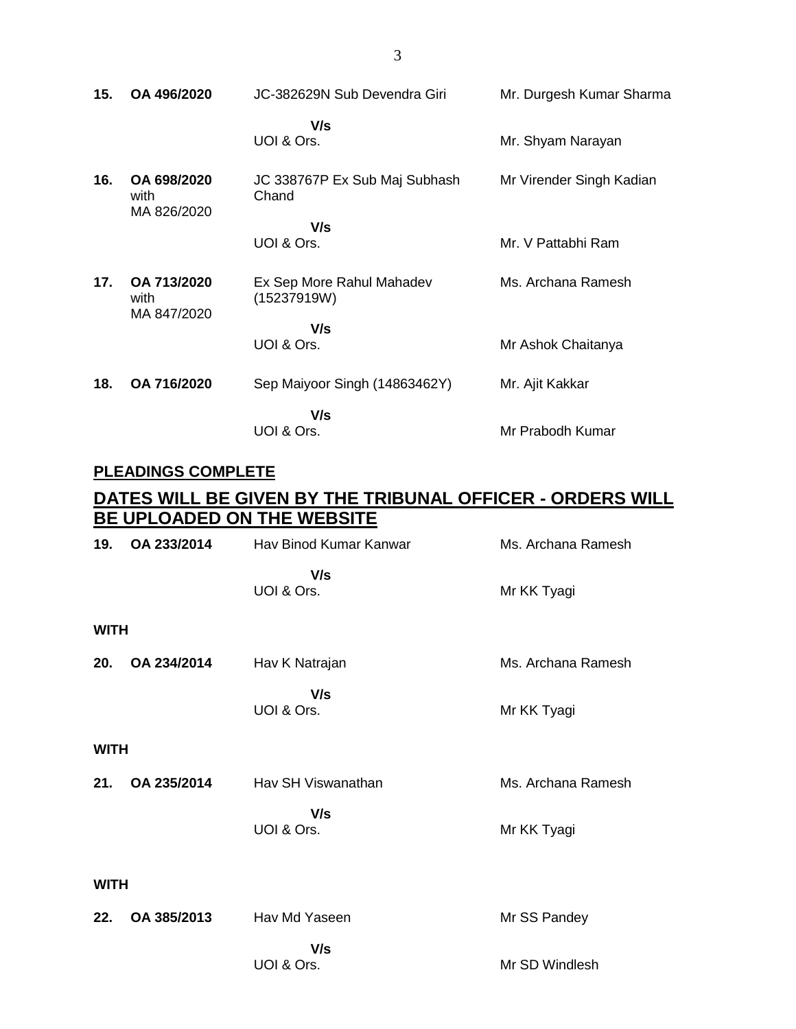| | | | |
|---|---|---|---|
| **15.** | **OA 496/2020** | JC-382629N Sub Devendra Giri | Mr. Durgesh Kumar Sharma |
| | | **V/s** | |
| | | UOI & Ors. | Mr. Shyam Narayan |
| **16.** | **OA 698/2020** with MA 826/2020 | JC 338767P Ex Sub Maj Subhash Chand | Mr Virender Singh Kadian |
| | | **V/s** | |
| | | UOI & Ors. | Mr. V Pattabhi Ram |
| **17.** | **OA 713/2020** with MA 847/2020 | Ex Sep More Rahul Mahadev (15237919W) | Ms. Archana Ramesh |
| | | **V/s** | |
| | | UOI & Ors. | Mr Ashok Chaitanya |
| **18.** | **OA 716/2020** | Sep Maiyoor Singh (14863462Y) | Mr. Ajit Kakkar |
| | | **V/s** | |
| | | UOI & Ors. | Mr Prabodh Kumar |

**PLEADINGS COMPLETE**

## DATES WILL BE GIVEN BY THE TRIBUNAL OFFICER - ORDERS WILL BE UPLOADED ON THE WEBSITE

| | | | |
|---|---|---|---|
| **19.** | **OA 233/2014** | Hav Binod Kumar Kanwar | Ms. Archana Ramesh |
| | | **V/s** | |
| | | UOI & Ors. | Mr KK Tyagi |
| **WITH** | | | |
| **20.** | **OA 234/2014** | Hav K Natrajan | Ms. Archana Ramesh |
| | | **V/s** | |
| | | UOI & Ors. | Mr KK Tyagi |
| **WITH** | | | |
| **21.** | **OA 235/2014** | Hav SH Viswanathan | Ms. Archana Ramesh |
| | | **V/s** | |
| | | UOI & Ors. | Mr KK Tyagi |
| **WITH** | | | |
| **22.** | **OA 385/2013** | Hav Md Yaseen | Mr SS Pandey |
| | | **V/s** | |
| | | UOI & Ors. | Mr SD Windlesh |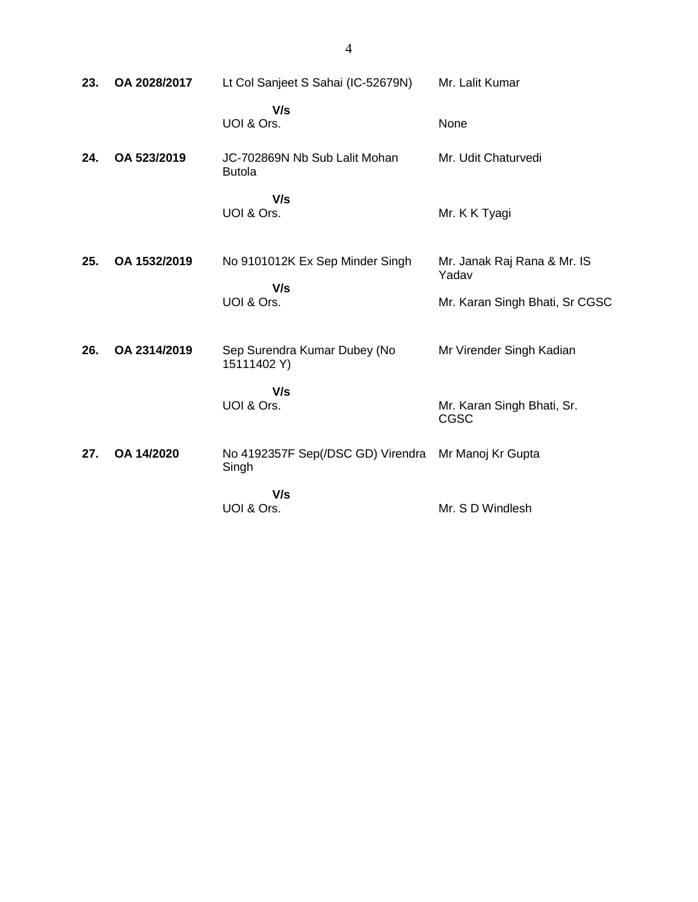| | | | |
|---|---|---|---|
| **23.** | **OA 2028/2017** | Lt Col Sanjeet S Sahai (IC-52679N) | Mr. Lalit Kumar |
| | | **V/s** | |
| | | UOI & Ors. | None |
| **24.** | **OA 523/2019** | JC-702869N Nb Sub Lalit Mohan Butola | Mr. Udit Chaturvedi |
| | | **V/s** | |
| | | UOI & Ors. | Mr. K K Tyagi |
| **25.** | **OA 1532/2019** | No 9101012K Ex Sep Minder Singh | Mr. Janak Raj Rana & Mr. IS Yadav |
| | | **V/s** | |
| | | UOI & Ors. | Mr. Karan Singh Bhati, Sr CGSC |
| **26.** | **OA 2314/2019** | Sep Surendra Kumar Dubey (No 15111402 Y) | Mr Virender Singh Kadian |
| | | **V/s** | |
| | | UOI & Ors. | Mr. Karan Singh Bhati, Sr. CGSC |
| **27.** | **OA 14/2020** | No 4192357F Sep(/DSC GD) Virendra Singh | Mr Manoj Kr Gupta |
| | | **V/s** | |
| | | UOI & Ors. | Mr. S D Windlesh |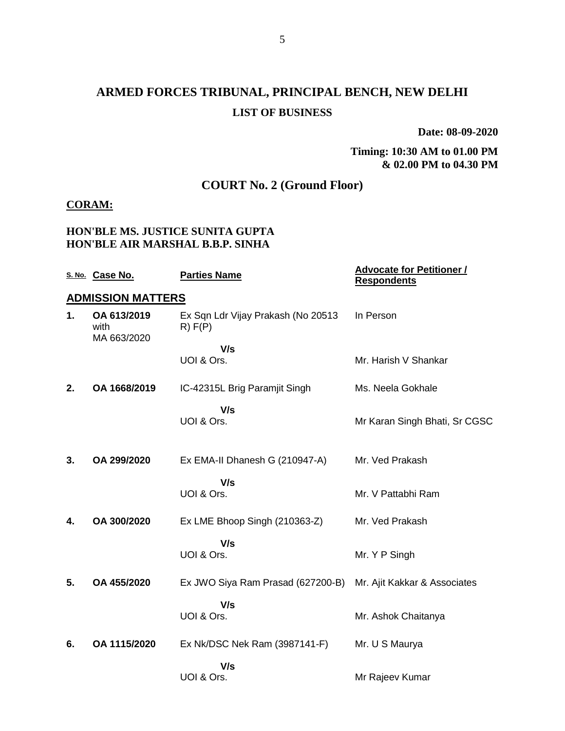# ARMED FORCES TRIBUNAL, PRINCIPAL BENCH, NEW DELHI

**LIST OF BUSINESS**

**Date: 08-09-2020**

**Timing: 10:30 AM to 01.00 PM & 02.00 PM to 04.30 PM**

## COURT No. 2 (Ground Floor)

**CORAM:**

**HON'BLE MS. JUSTICE SUNITA GUPTA**
**HON'BLE AIR MARSHAL B.B.P. SINHA**

| S. No. | Case No. | Parties Name | Advocate for Petitioner / Respondents |
|---|---|---|---|
| **ADMISSION MATTERS** | | | |
| **1.** | **OA 613/2019** with MA 663/2020 | Ex Sqn Ldr Vijay Prakash (No 20513 R) F(P) | In Person |
| | | **V/s** UOI & Ors. | Mr. Harish V Shankar |
| **2.** | **OA 1668/2019** | IC-42315L Brig Paramjit Singh | Ms. Neela Gokhale |
| | | **V/s** UOI & Ors. | Mr Karan Singh Bhati, Sr CGSC |
| **3.** | **OA 299/2020** | Ex EMA-II Dhanesh G (210947-A) | Mr. Ved Prakash |
| | | **V/s** UOI & Ors. | Mr. V Pattabhi Ram |
| **4.** | **OA 300/2020** | Ex LME Bhoop Singh (210363-Z) | Mr. Ved Prakash |
| | | **V/s** UOI & Ors. | Mr. Y P Singh |
| **5.** | **OA 455/2020** | Ex JWO Siya Ram Prasad (627200-B) | Mr. Ajit Kakkar & Associates |
| | | **V/s** UOI & Ors. | Mr. Ashok Chaitanya |
| **6.** | **OA 1115/2020** | Ex Nk/DSC Nek Ram (3987141-F) | Mr. U S Maurya |
| | | **V/s** UOI & Ors. | Mr Rajeev Kumar |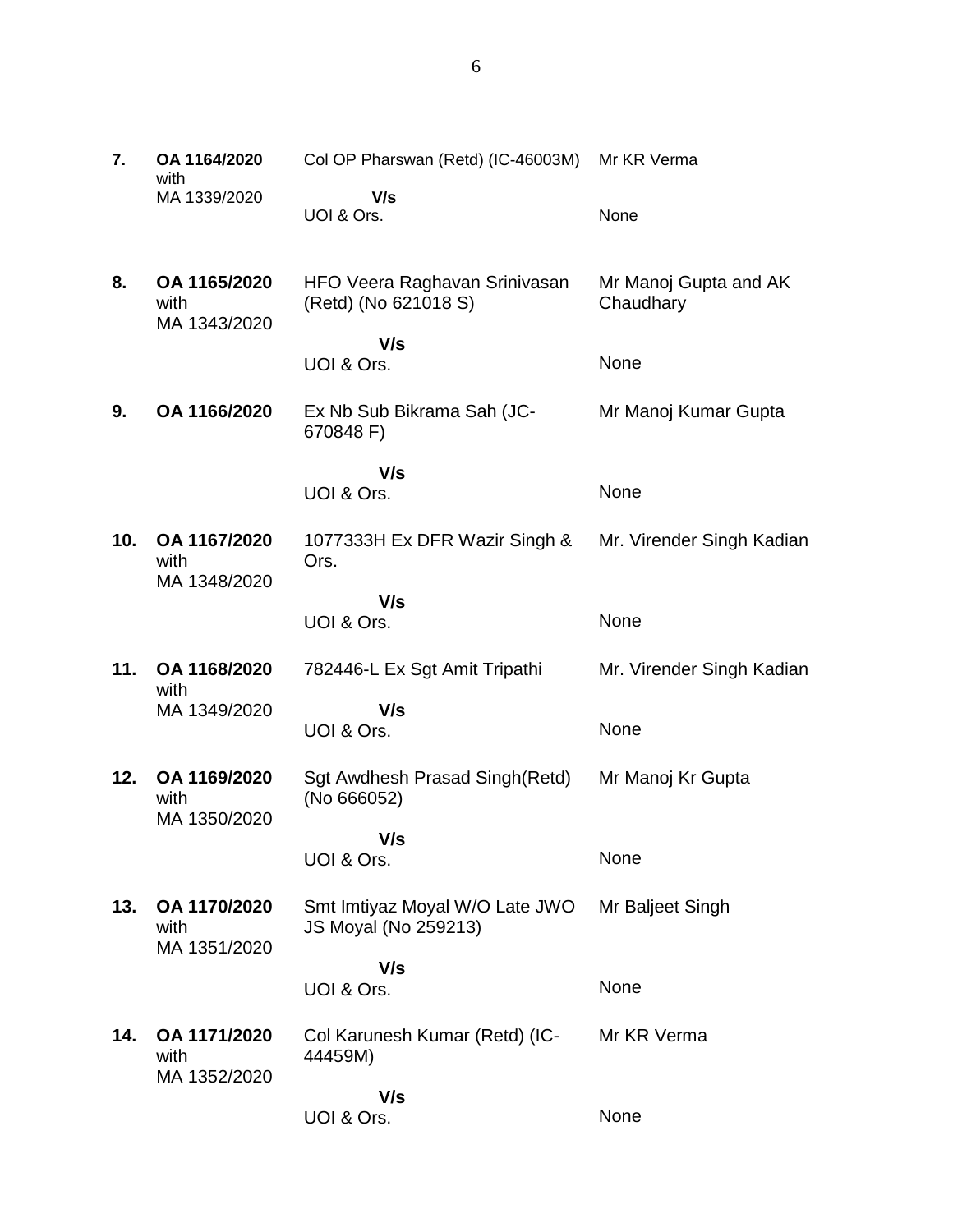| | | | |
|---|---|---|---|
| **7.** | **OA 1164/2020** with MA 1339/2020 | Col OP Pharswan (Retd) (IC-46003M) **V/s** UOI & Ors. | Mr KR Verma<br><br>None |
| **8.** | **OA 1165/2020** with MA 1343/2020 | HFO Veera Raghavan Srinivasan (Retd) (No 621018 S) **V/s** UOI & Ors. | Mr Manoj Gupta and AK Chaudhary<br><br>None |
| **9.** | **OA 1166/2020** | Ex Nb Sub Bikrama Sah (JC-670848 F) **V/s** UOI & Ors. | Mr Manoj Kumar Gupta<br><br>None |
| **10.** | **OA 1167/2020** with MA 1348/2020 | 1077333H Ex DFR Wazir Singh & Ors. **V/s** UOI & Ors. | Mr. Virender Singh Kadian<br><br>None |
| **11.** | **OA 1168/2020** with MA 1349/2020 | 782446-L Ex Sgt Amit Tripathi **V/s** UOI & Ors. | Mr. Virender Singh Kadian<br><br>None |
| **12.** | **OA 1169/2020** with MA 1350/2020 | Sgt Awdhesh Prasad Singh(Retd) (No 666052) **V/s** UOI & Ors. | Mr Manoj Kr Gupta<br><br>None |
| **13.** | **OA 1170/2020** with MA 1351/2020 | Smt Imtiyaz Moyal W/O Late JWO JS Moyal (No 259213) **V/s** UOI & Ors. | Mr Baljeet Singh<br><br>None |
| **14.** | **OA 1171/2020** with MA 1352/2020 | Col Karunesh Kumar (Retd) (IC-44459M) **V/s** UOI & Ors. | Mr KR Verma<br><br>None |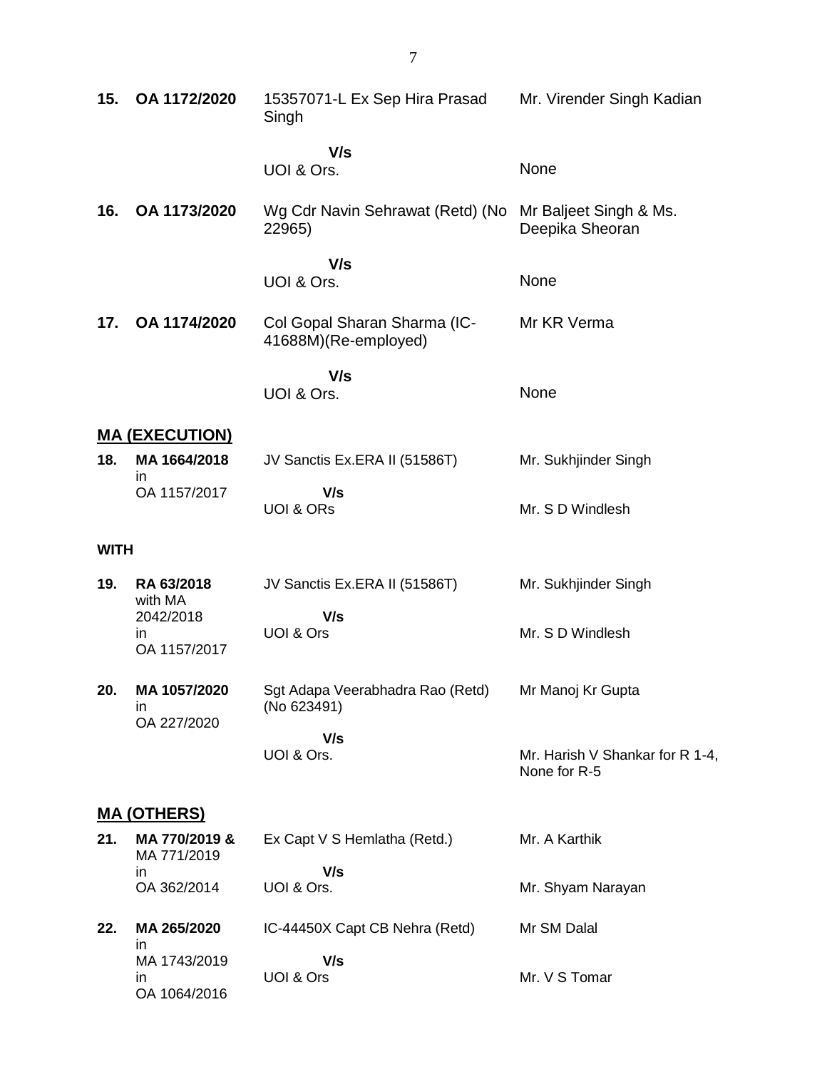| | | | |
|---|---|---|---|
| **15.** | **OA 1172/2020** | 15357071-L Ex Sep Hira Prasad Singh | Mr. Virender Singh Kadian |
| | | **V/s** UOI & Ors. | None |
| **16.** | **OA 1173/2020** | Wg Cdr Navin Sehrawat (Retd) (No 22965) | Mr Baljeet Singh & Ms. Deepika Sheoran |
| | | **V/s** UOI & Ors. | None |
| **17.** | **OA 1174/2020** | Col Gopal Sharan Sharma (IC-41688M)(Re-employed) | Mr KR Verma |
| | | **V/s** UOI & Ors. | None |

## **MA (EXECUTION)**

| | | | |
|---|---|---|---|
| **18.** | **MA 1664/2018** in OA 1157/2017 | JV Sanctis Ex.ERA II (51586T) | Mr. Sukhjinder Singh |
| | | **V/s** UOI & ORs | Mr. S D Windlesh |

**WITH**

| | | | |
|---|---|---|---|
| **19.** | **RA 63/2018** with MA 2042/2018 in OA 1157/2017 | JV Sanctis Ex.ERA II (51586T) | Mr. Sukhjinder Singh |
| | | **V/s** UOI & Ors | Mr. S D Windlesh |
| **20.** | **MA 1057/2020** in OA 227/2020 | Sgt Adapa Veerabhadra Rao (Retd) (No 623491) | Mr Manoj Kr Gupta |
| | | **V/s** UOI & Ors. | Mr. Harish V Shankar for R 1-4, None for R-5 |

## **MA (OTHERS)**

| | | | |
|---|---|---|---|
| **21.** | **MA 770/2019 &** MA 771/2019 in OA 362/2014 | Ex Capt V S Hemlatha (Retd.) | Mr. A Karthik |
| | | **V/s** UOI & Ors. | Mr. Shyam Narayan |
| **22.** | **MA 265/2020** in MA 1743/2019 in OA 1064/2016 | IC-44450X Capt CB Nehra (Retd) | Mr SM Dalal |
| | | **V/s** UOI & Ors | Mr. V S Tomar |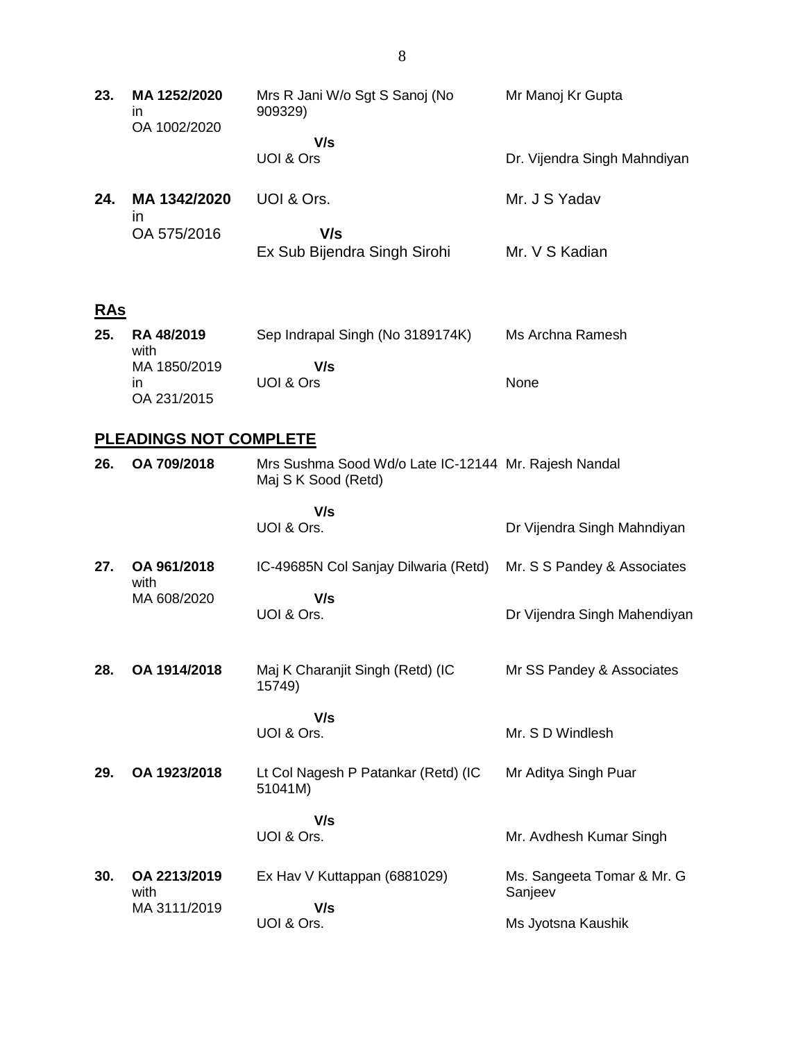| | | | |
|---|---|---|---|
| **23.** | **MA 1252/2020** in OA 1002/2020 | Mrs R Jani W/o Sgt S Sanoj (No 909329)<br>**V/s**<br>UOI & Ors | Mr Manoj Kr Gupta<br><br>Dr. Vijendra Singh Mahndiyan |
| **24.** | **MA 1342/2020** in OA 575/2016 | UOI & Ors.<br>**V/s**<br>Ex Sub Bijendra Singh Sirohi | Mr. J S Yadav<br><br>Mr. V S Kadian |

## RAs

| | | | |
|---|---|---|---|
| **25.** | **RA 48/2019** with MA 1850/2019 in OA 231/2015 | Sep Indrapal Singh (No 3189174K)<br>**V/s**<br>UOI & Ors | Ms Archna Ramesh<br><br>None |

## PLEADINGS NOT COMPLETE

| | | | |
|---|---|---|---|
| **26.** | **OA 709/2018** | Mrs Sushma Sood Wd/o Late IC-12144 Maj S K Sood (Retd)<br>**V/s**<br>UOI & Ors. | Mr. Rajesh Nandal<br><br>Dr Vijendra Singh Mahndiyan |
| **27.** | **OA 961/2018** with MA 608/2020 | IC-49685N Col Sanjay Dilwaria (Retd)<br>**V/s**<br>UOI & Ors. | Mr. S S Pandey & Associates<br><br>Dr Vijendra Singh Mahendiyan |
| **28.** | **OA 1914/2018** | Maj K Charanjit Singh (Retd) (IC 15749)<br>**V/s**<br>UOI & Ors. | Mr SS Pandey & Associates<br><br>Mr. S D Windlesh |
| **29.** | **OA 1923/2018** | Lt Col Nagesh P Patankar (Retd) (IC 51041M)<br>**V/s**<br>UOI & Ors. | Mr Aditya Singh Puar<br><br>Mr. Avdhesh Kumar Singh |
| **30.** | **OA 2213/2019** with MA 3111/2019 | Ex Hav V Kuttappan (6881029)<br>**V/s**<br>UOI & Ors. | Ms. Sangeeta Tomar & Mr. G Sanjeev<br><br>Ms Jyotsna Kaushik |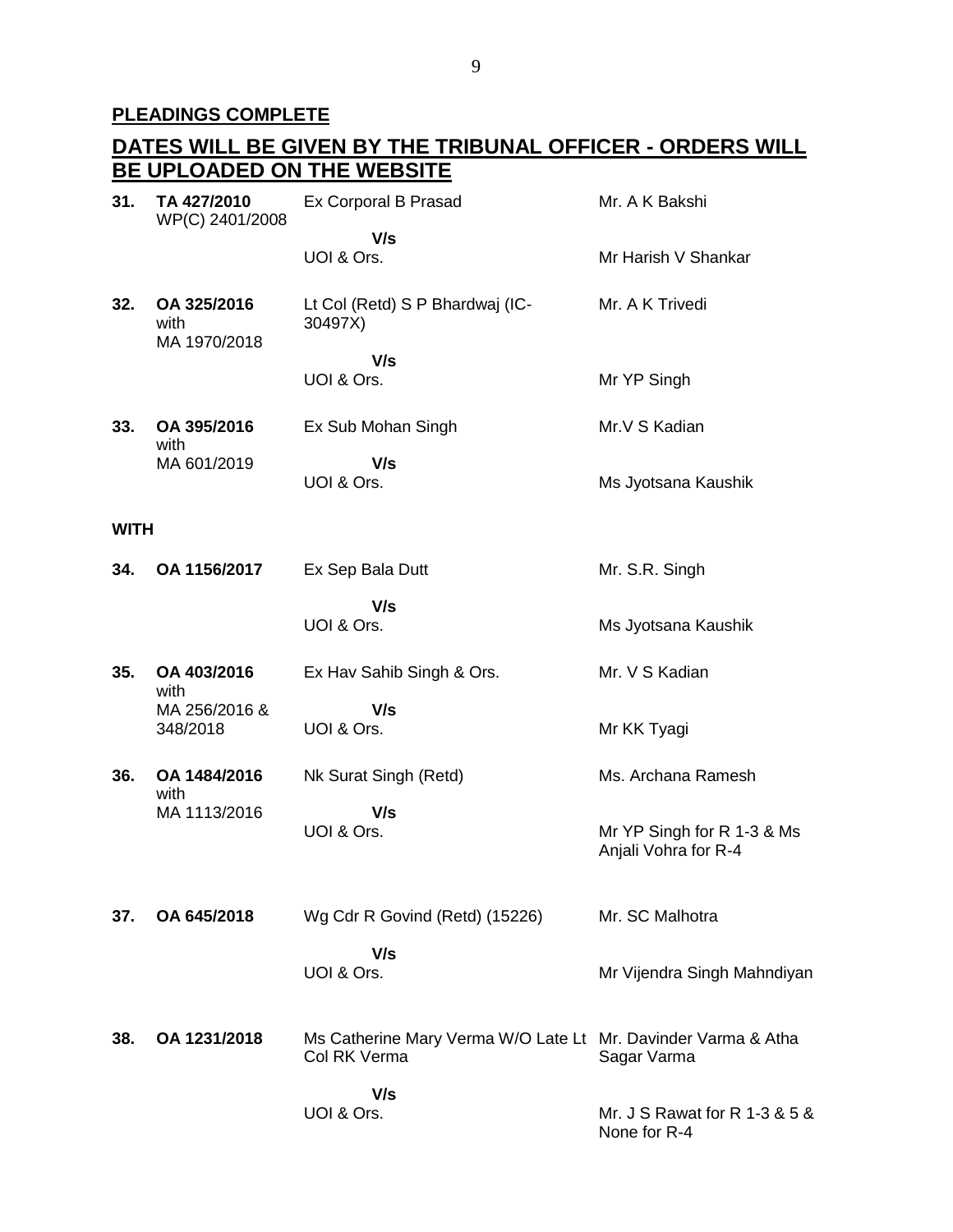**PLEADINGS COMPLETE**

**DATES WILL BE GIVEN BY THE TRIBUNAL OFFICER - ORDERS WILL BE UPLOADED ON THE WEBSITE**

| | | | |
|---|---|---|---|
| **31.** | **TA 427/2010** WP(C) 2401/2008 | Ex Corporal B Prasad **V/s** UOI & Ors. | Mr. A K Bakshi<br>Mr Harish V Shankar |
| **32.** | **OA 325/2016** with MA 1970/2018 | Lt Col (Retd) S P Bhardwaj (IC-30497X) **V/s** UOI & Ors. | Mr. A K Trivedi<br>Mr YP Singh |
| **33.** | **OA 395/2016** with MA 601/2019 | Ex Sub Mohan Singh **V/s** UOI & Ors. | Mr.V S Kadian<br>Ms Jyotsana Kaushik |

**WITH**

| | | | |
|---|---|---|---|
| **34.** | **OA 1156/2017** | Ex Sep Bala Dutt **V/s** UOI & Ors. | Mr. S.R. Singh<br>Ms Jyotsana Kaushik |
| **35.** | **OA 403/2016** with MA 256/2016 & 348/2018 | Ex Hav Sahib Singh & Ors. **V/s** UOI & Ors. | Mr. V S Kadian<br>Mr KK Tyagi |
| **36.** | **OA 1484/2016** with MA 1113/2016 | Nk Surat Singh (Retd) **V/s** UOI & Ors. | Ms. Archana Ramesh<br>Mr YP Singh for R 1-3 & Ms Anjali Vohra for R-4 |
| **37.** | **OA 645/2018** | Wg Cdr R Govind (Retd) (15226) **V/s** UOI & Ors. | Mr. SC Malhotra<br>Mr Vijendra Singh Mahndiyan |
| **38.** | **OA 1231/2018** | Ms Catherine Mary Verma W/O Late Lt Col RK Verma **V/s** UOI & Ors. | Mr. Davinder Varma & Atha Sagar Varma<br>Mr. J S Rawat for R 1-3 & 5 & None for R-4 |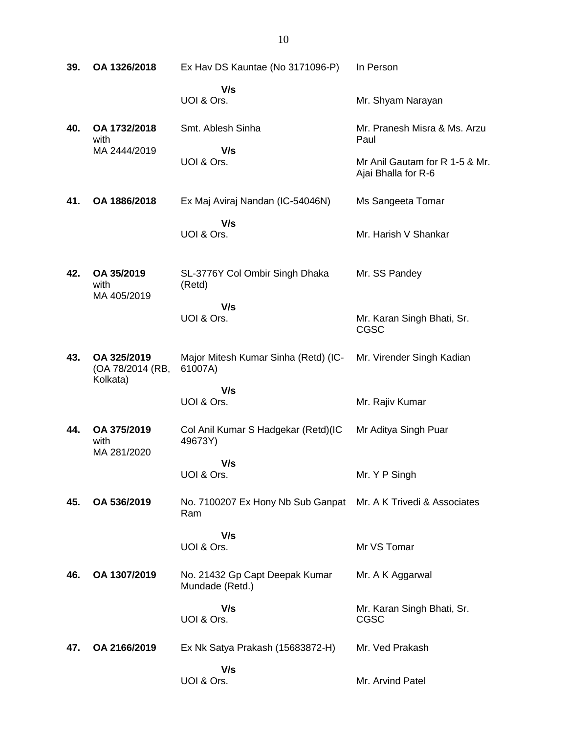| | | | |
|---|---|---|---|
| **39.** | **OA 1326/2018** | Ex Hav DS Kauntae (No 3171096-P) | In Person |
| | | **V/s** | |
| | | UOI & Ors. | Mr. Shyam Narayan |
| **40.** | **OA 1732/2018** with MA 2444/2019 | Smt. Ablesh Sinha | Mr. Pranesh Misra & Ms. Arzu Paul |
| | | **V/s** | |
| | | UOI & Ors. | Mr Anil Gautam for R 1-5 & Mr. Ajai Bhalla for R-6 |
| **41.** | **OA 1886/2018** | Ex Maj Aviraj Nandan (IC-54046N) | Ms Sangeeta Tomar |
| | | **V/s** | |
| | | UOI & Ors. | Mr. Harish V Shankar |
| **42.** | **OA 35/2019** with MA 405/2019 | SL-3776Y Col Ombir Singh Dhaka (Retd) | Mr. SS Pandey |
| | | **V/s** | |
| | | UOI & Ors. | Mr. Karan Singh Bhati, Sr. CGSC |
| **43.** | **OA 325/2019** (OA 78/2014 (RB, Kolkata) | Major Mitesh Kumar Sinha (Retd) (IC-61007A) | Mr. Virender Singh Kadian |
| | | **V/s** | |
| | | UOI & Ors. | Mr. Rajiv Kumar |
| **44.** | **OA 375/2019** with MA 281/2020 | Col Anil Kumar S Hadgekar (Retd)(IC 49673Y) | Mr Aditya Singh Puar |
| | | **V/s** | |
| | | UOI & Ors. | Mr. Y P Singh |
| **45.** | **OA 536/2019** | No. 7100207 Ex Hony Nb Sub Ganpat Ram | Mr. A K Trivedi & Associates |
| | | **V/s** | |
| | | UOI & Ors. | Mr VS Tomar |
| **46.** | **OA 1307/2019** | No. 21432 Gp Capt Deepak Kumar Mundade (Retd.) | Mr. A K Aggarwal |
| | | **V/s** | |
| | | UOI & Ors. | Mr. Karan Singh Bhati, Sr. CGSC |
| **47.** | **OA 2166/2019** | Ex Nk Satya Prakash (15683872-H) | Mr. Ved Prakash |
| | | **V/s** | |
| | | UOI & Ors. | Mr. Arvind Patel |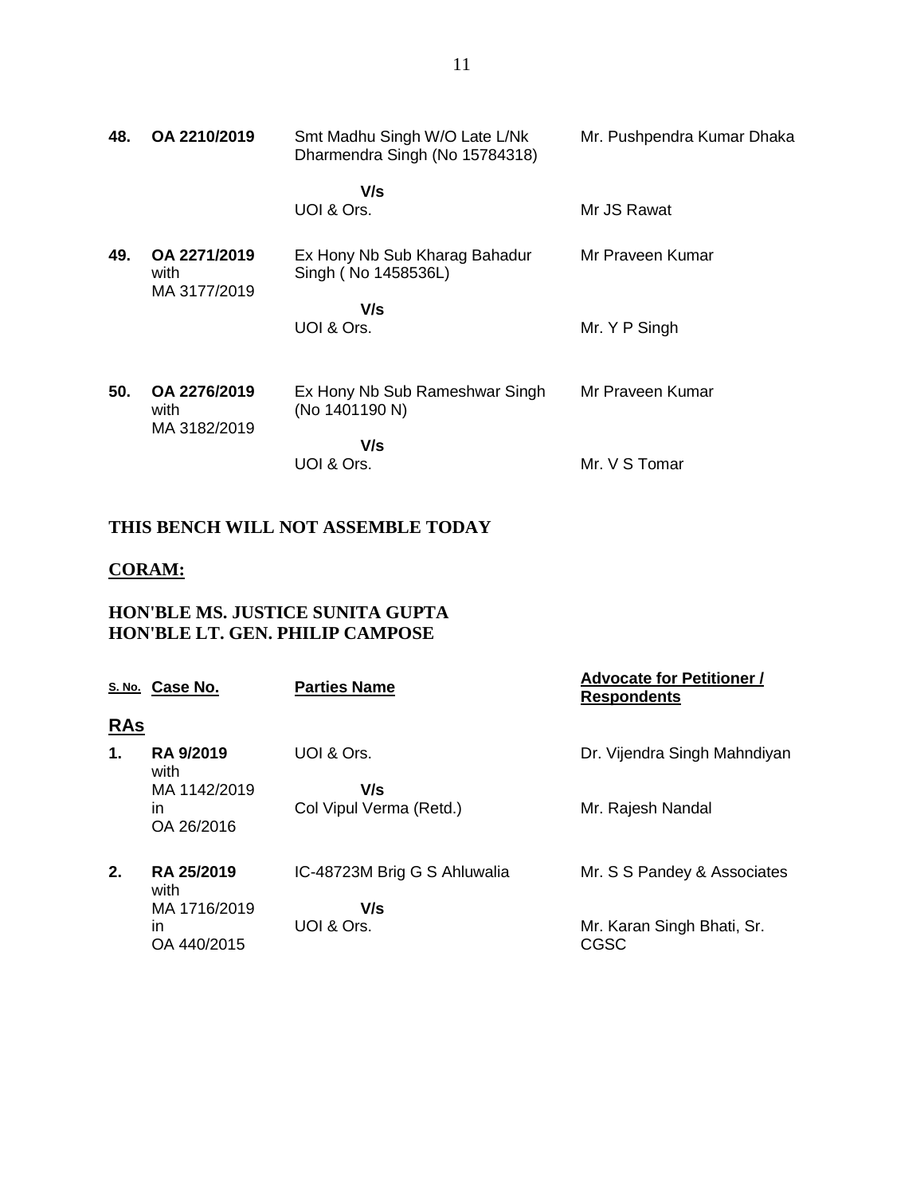| | | | |
|---|---|---|---|
| **48.** | **OA 2210/2019** | Smt Madhu Singh W/O Late L/Nk Dharmendra Singh (No 15784318)<br><br>**V/s**<br>UOI & Ors. | Mr. Pushpendra Kumar Dhaka<br><br><br>Mr JS Rawat |
| **49.** | **OA 2271/2019** with MA 3177/2019 | Ex Hony Nb Sub Kharag Bahadur Singh ( No 1458536L)<br><br>**V/s**<br>UOI & Ors. | Mr Praveen Kumar<br><br><br>Mr. Y P Singh |
| **50.** | **OA 2276/2019** with MA 3182/2019 | Ex Hony Nb Sub Rameshwar Singh (No 1401190 N)<br><br>**V/s**<br>UOI & Ors. | Mr Praveen Kumar<br><br><br>Mr. V S Tomar |

**THIS BENCH WILL NOT ASSEMBLE TODAY**

**CORAM:**

**HON'BLE MS. JUSTICE SUNITA GUPTA**
**HON'BLE LT. GEN. PHILIP CAMPOSE**

| S. No. | Case No. | Parties Name | Advocate for Petitioner / Respondents |
|---|---|---|---|
| **RAs** | | | |
| **1.** | **RA 9/2019** with MA 1142/2019 in OA 26/2016 | UOI & Ors.<br><br>**V/s**<br>Col Vipul Verma (Retd.) | Dr. Vijendra Singh Mahndiyan<br><br><br>Mr. Rajesh Nandal |
| **2.** | **RA 25/2019** with MA 1716/2019 in OA 440/2015 | IC-48723M Brig G S Ahluwalia<br><br>**V/s**<br>UOI & Ors. | Mr. S S Pandey & Associates<br><br><br>Mr. Karan Singh Bhati, Sr. CGSC |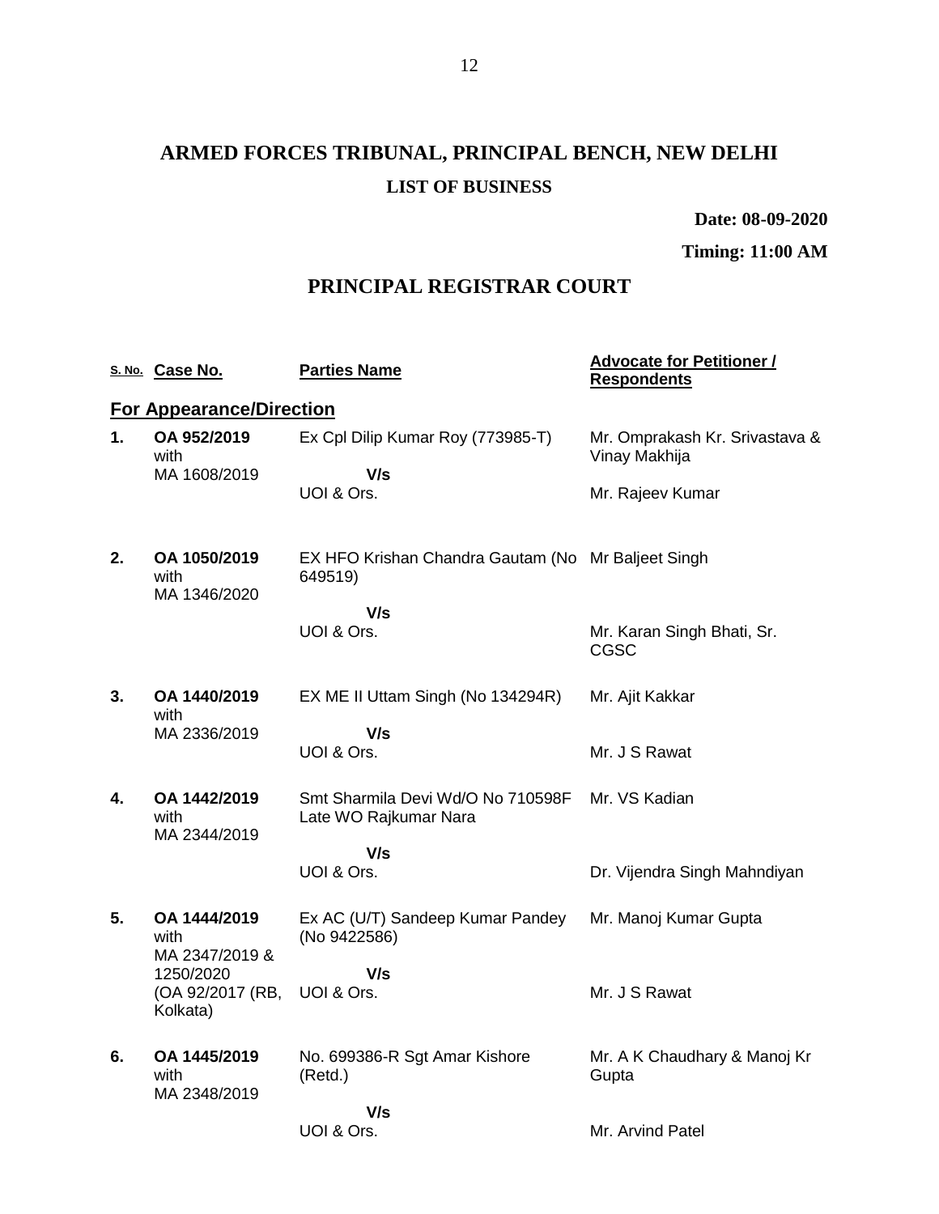# ARMED FORCES TRIBUNAL, PRINCIPAL BENCH, NEW DELHI

## LIST OF BUSINESS

**Date: 08-09-2020**

**Timing: 11:00 AM**

## PRINCIPAL REGISTRAR COURT

| S. No. | Case No. | Parties Name | Advocate for Petitioner / Respondents |
|---|---|---|---|
| **For Appearance/Direction** | | | |
| **1.** | **OA 952/2019** with MA 1608/2019 | Ex Cpl Dilip Kumar Roy (773985-T) **V/s** UOI & Ors. | Mr. Omprakash Kr. Srivastava & Vinay Makhija / Mr. Rajeev Kumar |
| **2.** | **OA 1050/2019** with MA 1346/2020 | EX HFO Krishan Chandra Gautam (No 649519) **V/s** UOI & Ors. | Mr Baljeet Singh / Mr. Karan Singh Bhati, Sr. CGSC |
| **3.** | **OA 1440/2019** with MA 2336/2019 | EX ME II Uttam Singh (No 134294R) **V/s** UOI & Ors. | Mr. Ajit Kakkar / Mr. J S Rawat |
| **4.** | **OA 1442/2019** with MA 2344/2019 | Smt Sharmila Devi Wd/O No 710598F Late WO Rajkumar Nara **V/s** UOI & Ors. | Mr. VS Kadian / Dr. Vijendra Singh Mahndiyan |
| **5.** | **OA 1444/2019** with MA 2347/2019 & 1250/2020 (OA 92/2017 (RB, Kolkata) | Ex AC (U/T) Sandeep Kumar Pandey (No 9422586) **V/s** UOI & Ors. | Mr. Manoj Kumar Gupta / Mr. J S Rawat |
| **6.** | **OA 1445/2019** with MA 2348/2019 | No. 699386-R Sgt Amar Kishore (Retd.) **V/s** UOI & Ors. | Mr. A K Chaudhary & Manoj Kr Gupta / Mr. Arvind Patel |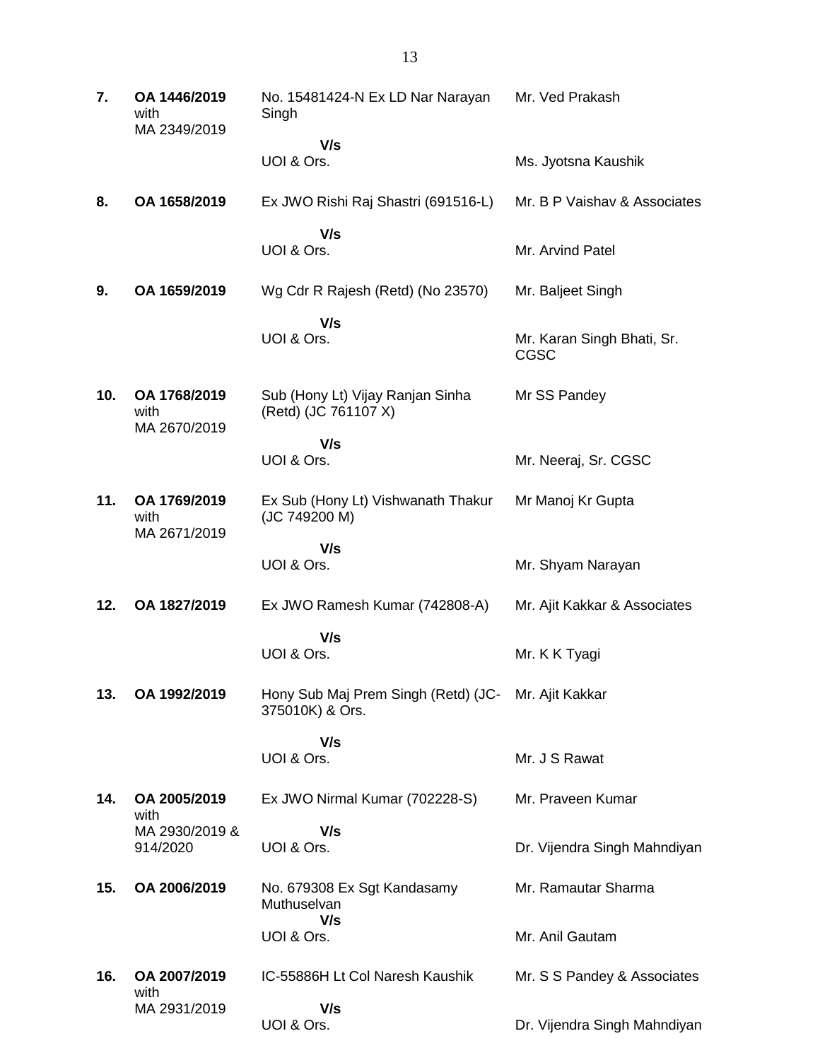| | | | |
|---|---|---|---|
| **7.** | **OA 1446/2019** with MA 2349/2019 | No. 15481424-N Ex LD Nar Narayan Singh | Mr. Ved Prakash |
| | | **V/s** UOI & Ors. | Ms. Jyotsna Kaushik |
| **8.** | **OA 1658/2019** | Ex JWO Rishi Raj Shastri (691516-L) | Mr. B P Vaishav & Associates |
| | | **V/s** UOI & Ors. | Mr. Arvind Patel |
| **9.** | **OA 1659/2019** | Wg Cdr R Rajesh (Retd) (No 23570) | Mr. Baljeet Singh |
| | | **V/s** UOI & Ors. | Mr. Karan Singh Bhati, Sr. CGSC |
| **10.** | **OA 1768/2019** with MA 2670/2019 | Sub (Hony Lt) Vijay Ranjan Sinha (Retd) (JC 761107 X) | Mr SS Pandey |
| | | **V/s** UOI & Ors. | Mr. Neeraj, Sr. CGSC |
| **11.** | **OA 1769/2019** with MA 2671/2019 | Ex Sub (Hony Lt) Vishwanath Thakur (JC 749200 M) | Mr Manoj Kr Gupta |
| | | **V/s** UOI & Ors. | Mr. Shyam Narayan |
| **12.** | **OA 1827/2019** | Ex JWO Ramesh Kumar (742808-A) | Mr. Ajit Kakkar & Associates |
| | | **V/s** UOI & Ors. | Mr. K K Tyagi |
| **13.** | **OA 1992/2019** | Hony Sub Maj Prem Singh (Retd) (JC-375010K) & Ors. | Mr. Ajit Kakkar |
| | | **V/s** UOI & Ors. | Mr. J S Rawat |
| **14.** | **OA 2005/2019** with MA 2930/2019 & 914/2020 | Ex JWO Nirmal Kumar (702228-S) | Mr. Praveen Kumar |
| | | **V/s** UOI & Ors. | Dr. Vijendra Singh Mahndiyan |
| **15.** | **OA 2006/2019** | No. 679308 Ex Sgt Kandasamy Muthuselvan | Mr. Ramautar Sharma |
| | | **V/s** UOI & Ors. | Mr. Anil Gautam |
| **16.** | **OA 2007/2019** with MA 2931/2019 | IC-55886H Lt Col Naresh Kaushik | Mr. S S Pandey & Associates |
| | | **V/s** UOI & Ors. | Dr. Vijendra Singh Mahndiyan |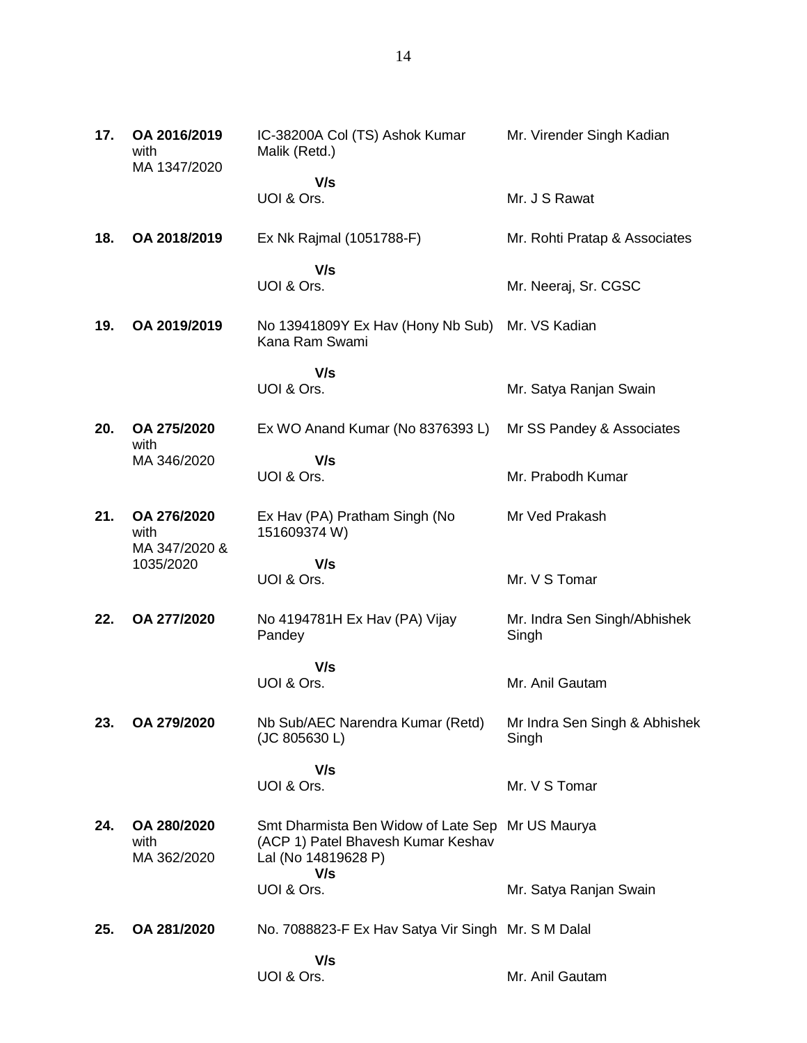| | | | |
|---|---|---|---|
| **17.** | **OA 2016/2019** with MA 1347/2020 | IC-38200A Col (TS) Ashok Kumar Malik (Retd.)<br>**V/s**<br>UOI & Ors. | Mr. Virender Singh Kadian<br><br>Mr. J S Rawat |
| **18.** | **OA 2018/2019** | Ex Nk Rajmal (1051788-F)<br>**V/s**<br>UOI & Ors. | Mr. Rohti Pratap & Associates<br><br>Mr. Neeraj, Sr. CGSC |
| **19.** | **OA 2019/2019** | No 13941809Y Ex Hav (Hony Nb Sub) Kana Ram Swami<br>**V/s**<br>UOI & Ors. | Mr. VS Kadian<br><br>Mr. Satya Ranjan Swain |
| **20.** | **OA 275/2020** with MA 346/2020 | Ex WO Anand Kumar (No 8376393 L)<br>**V/s**<br>UOI & Ors. | Mr SS Pandey & Associates<br><br>Mr. Prabodh Kumar |
| **21.** | **OA 276/2020** with MA 347/2020 & 1035/2020 | Ex Hav (PA) Pratham Singh (No 151609374 W)<br>**V/s**<br>UOI & Ors. | Mr Ved Prakash<br><br>Mr. V S Tomar |
| **22.** | **OA 277/2020** | No 4194781H Ex Hav (PA) Vijay Pandey<br>**V/s**<br>UOI & Ors. | Mr. Indra Sen Singh/Abhishek Singh<br><br>Mr. Anil Gautam |
| **23.** | **OA 279/2020** | Nb Sub/AEC Narendra Kumar (Retd) (JC 805630 L)<br>**V/s**<br>UOI & Ors. | Mr Indra Sen Singh & Abhishek Singh<br><br>Mr. V S Tomar |
| **24.** | **OA 280/2020** with MA 362/2020 | Smt Dharmista Ben Widow of Late Sep (ACP 1) Patel Bhavesh Kumar Keshav Lal (No 14819628 P)<br>**V/s**<br>UOI & Ors. | Mr US Maurya<br><br>Mr. Satya Ranjan Swain |
| **25.** | **OA 281/2020** | No. 7088823-F Ex Hav Satya Vir Singh<br>**V/s**<br>UOI & Ors. | Mr. S M Dalal<br><br>Mr. Anil Gautam |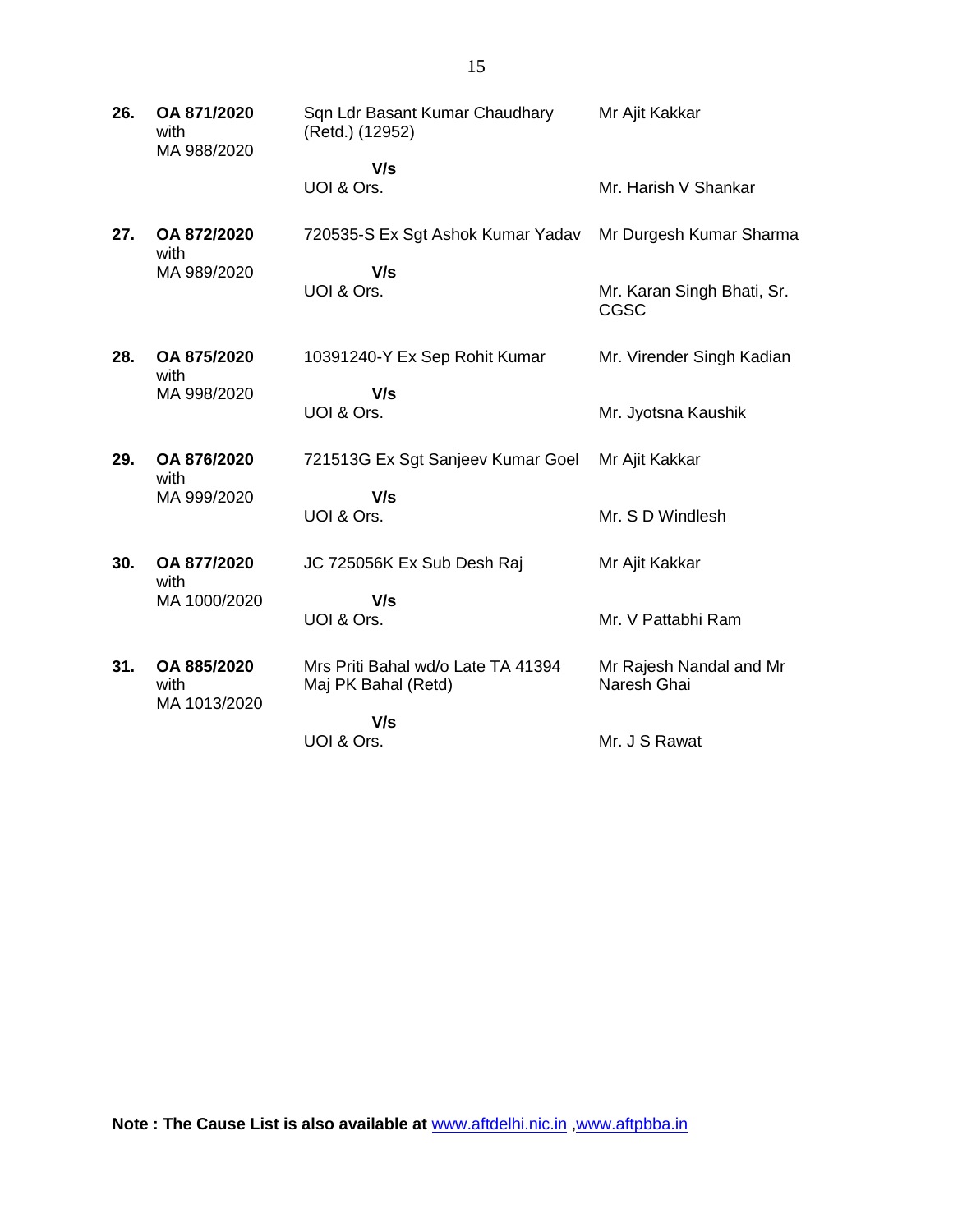| | | | |
|---|---|---|---|
| **26.** | **OA 871/2020** with MA 988/2020 | Sqn Ldr Basant Kumar Chaudhary (Retd.) (12952)<br>**V/s**<br>UOI & Ors. | Mr Ajit Kakkar<br><br>Mr. Harish V Shankar |
| **27.** | **OA 872/2020** with MA 989/2020 | 720535-S Ex Sgt Ashok Kumar Yadav<br>**V/s**<br>UOI & Ors. | Mr Durgesh Kumar Sharma<br><br>Mr. Karan Singh Bhati, Sr. CGSC |
| **28.** | **OA 875/2020** with MA 998/2020 | 10391240-Y Ex Sep Rohit Kumar<br>**V/s**<br>UOI & Ors. | Mr. Virender Singh Kadian<br><br>Mr. Jyotsna Kaushik |
| **29.** | **OA 876/2020** with MA 999/2020 | 721513G Ex Sgt Sanjeev Kumar Goel<br>**V/s**<br>UOI & Ors. | Mr Ajit Kakkar<br><br>Mr. S D Windlesh |
| **30.** | **OA 877/2020** with MA 1000/2020 | JC 725056K Ex Sub Desh Raj<br>**V/s**<br>UOI & Ors. | Mr Ajit Kakkar<br><br>Mr. V Pattabhi Ram |
| **31.** | **OA 885/2020** with MA 1013/2020 | Mrs Priti Bahal wd/o Late TA 41394 Maj PK Bahal (Retd)<br>**V/s**<br>UOI & Ors. | Mr Rajesh Nandal and Mr Naresh Ghai<br><br>Mr. J S Rawat |

**Note : The Cause List is also available at** www.aftdelhi.nic.in ,www.aftpbba.in